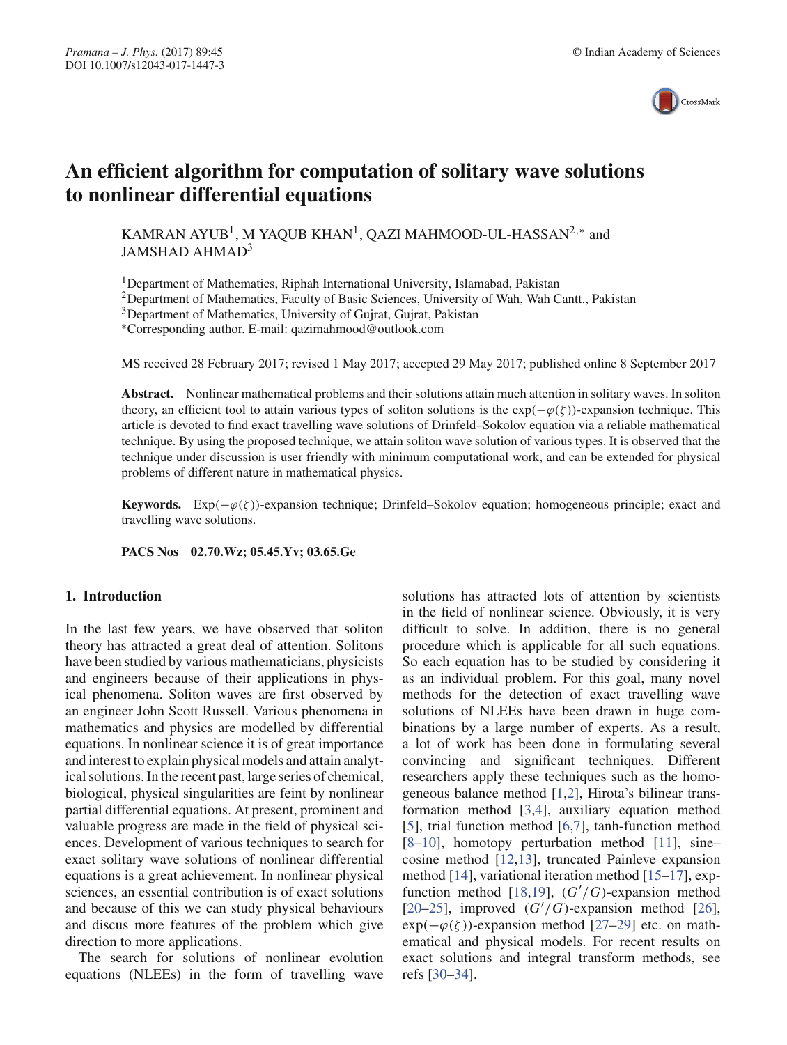# An efficient algorithm for computation of solitary wave solutions to nonlinear differential equations

KAMRAN AYUB[1], M YAQUB KHAN[1], QAZI MAHMOOD-UL-HASSAN[2,*] and JAMSHAD AHMAD[3]

[1]Department of Mathematics, Riphah International University, Islamabad, Pakistan
[2]Department of Mathematics, Faculty of Basic Sciences, University of Wah, Wah Cantt., Pakistan
[3]Department of Mathematics, University of Gujrat, Gujrat, Pakistan
*Corresponding author. E-mail: qazimahmood@outlook.com

MS received 28 February 2017; revised 1 May 2017; accepted 29 May 2017; published online 8 September 2017

**Abstract.** Nonlinear mathematical problems and their solutions attain much attention in solitary waves. In soliton theory, an efficient tool to attain various types of soliton solutions is the $\exp(-\varphi(\zeta))$-expansion technique. This article is devoted to find exact travelling wave solutions of Drinfeld–Sokolov equation via a reliable mathematical technique. By using the proposed technique, we attain soliton wave solution of various types. It is observed that the technique under discussion is user friendly with minimum computational work, and can be extended for physical problems of different nature in mathematical physics.

**Keywords.** $\text{Exp}(-\varphi(\zeta))$-expansion technique; Drinfeld–Sokolov equation; homogeneous principle; exact and travelling wave solutions.

**PACS Nos** 02.70.Wz; 05.45.Yv; 03.65.Ge

## 1. Introduction

In the last few years, we have observed that soliton theory has attracted a great deal of attention. Solitons have been studied by various mathematicians, physicists and engineers because of their applications in physical phenomena. Soliton waves are first observed by an engineer John Scott Russell. Various phenomena in mathematics and physics are modelled by differential equations. In nonlinear science it is of great importance and interest to explain physical models and attain analytical solutions. In the recent past, large series of chemical, biological, physical singularities are feint by nonlinear partial differential equations. At present, prominent and valuable progress are made in the field of physical sciences. Development of various techniques to search for exact solitary wave solutions of nonlinear differential equations is a great achievement. In nonlinear physical sciences, an essential contribution is of exact solutions and because of this we can study physical behaviours and discus more features of the problem which give direction to more applications.

The search for solutions of nonlinear evolution equations (NLEEs) in the form of travelling wave solutions has attracted lots of attention by scientists in the field of nonlinear science. Obviously, it is very difficult to solve. In addition, there is no general procedure which is applicable for all such equations. So each equation has to be studied by considering it as an individual problem. For this goal, many novel methods for the detection of exact travelling wave solutions of NLEEs have been drawn in huge combinations by a large number of experts. As a result, a lot of work has been done in formulating several convincing and significant techniques. Different researchers apply these techniques such as the homogeneous balance method [1,2], Hirota's bilinear transformation method [3,4], auxiliary equation method [5], trial function method [6,7], tanh-function method [8–10], homotopy perturbation method [11], sine–cosine method [12,13], truncated Painleve expansion method [14], variational iteration method [15–17], exp-function method [18,19], $(G'/G)$-expansion method [20–25], improved $(G'/G)$-expansion method [26], $\exp(-\varphi(\zeta))$-expansion method [27–29] etc. on mathematical and physical models. For recent results on exact solutions and integral transform methods, see refs [30–34].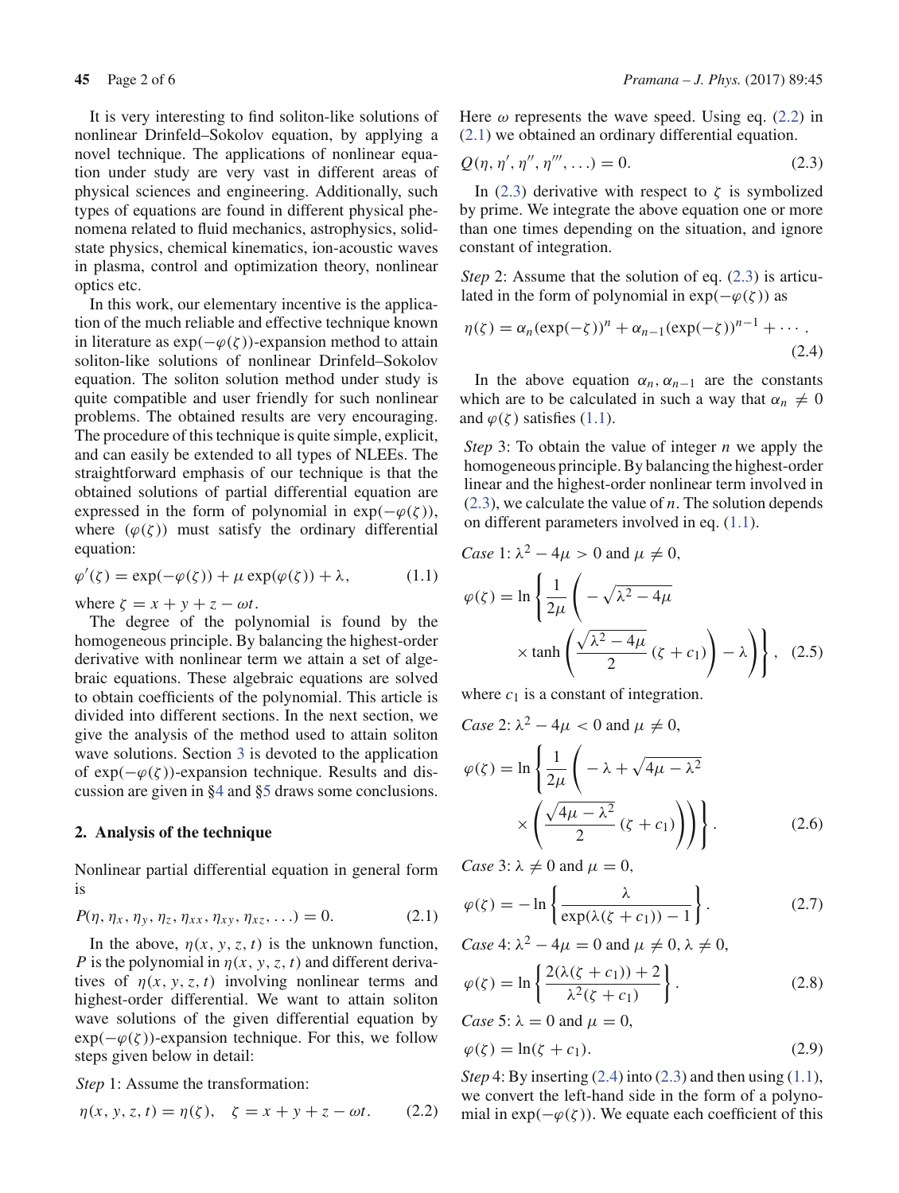It is very interesting to find soliton-like solutions of nonlinear Drinfeld–Sokolov equation, by applying a novel technique. The applications of nonlinear equation under study are very vast in different areas of physical sciences and engineering. Additionally, such types of equations are found in different physical phenomena related to fluid mechanics, astrophysics, solid-state physics, chemical kinematics, ion-acoustic waves in plasma, control and optimization theory, nonlinear optics etc.

In this work, our elementary incentive is the application of the much reliable and effective technique known in literature as $\exp(-\varphi(\zeta))$-expansion method to attain soliton-like solutions of nonlinear Drinfeld–Sokolov equation. The soliton solution method under study is quite compatible and user friendly for such nonlinear problems. The obtained results are very encouraging. The procedure of this technique is quite simple, explicit, and can easily be extended to all types of NLEEs. The straightforward emphasis of our technique is that the obtained solutions of partial differential equation are expressed in the form of polynomial in $\exp(-\varphi(\zeta))$, where $(\varphi(\zeta))$ must satisfy the ordinary differential equation:

$$\varphi'(\zeta) = \exp(-\varphi(\zeta)) + \mu \exp(\varphi(\zeta)) + \lambda, \tag{1.1}$$

where $\zeta = x + y + z - \omega t$.

The degree of the polynomial is found by the homogeneous principle. By balancing the highest-order derivative with nonlinear term we attain a set of algebraic equations. These algebraic equations are solved to obtain coefficients of the polynomial. This article is divided into different sections. In the next section, we give the analysis of the method used to attain soliton wave solutions. Section 3 is devoted to the application of $\exp(-\varphi(\zeta))$-expansion technique. Results and discussion are given in §4 and §5 draws some conclusions.

## 2. Analysis of the technique

Nonlinear partial differential equation in general form is

$$P(\eta, \eta_x, \eta_y, \eta_z, \eta_{xx}, \eta_{xy}, \eta_{xz}, \ldots) = 0. \tag{2.1}$$

In the above, $\eta(x, y, z, t)$ is the unknown function, $P$ is the polynomial in $\eta(x, y, z, t)$ and different derivatives of $\eta(x, y, z, t)$ involving nonlinear terms and highest-order differential. We want to attain soliton wave solutions of the given differential equation by $\exp(-\varphi(\zeta))$-expansion technique. For this, we follow steps given below in detail:

*Step* 1: Assume the transformation:

$$\eta(x, y, z, t) = \eta(\zeta), \quad \zeta = x + y + z - \omega t. \tag{2.2}$$

Here $\omega$ represents the wave speed. Using eq. (2.2) in (2.1) we obtained an ordinary differential equation.

$$Q(\eta, \eta', \eta'', \eta''', \ldots) = 0. \tag{2.3}$$

In (2.3) derivative with respect to $\zeta$ is symbolized by prime. We integrate the above equation one or more than one times depending on the situation, and ignore constant of integration.

*Step* 2: Assume that the solution of eq. (2.3) is articulated in the form of polynomial in $\exp(-\varphi(\zeta))$ as

$$\eta(\zeta) = \alpha_n(\exp(-\zeta))^n + \alpha_{n-1}(\exp(-\zeta))^{n-1} + \cdots. \tag{2.4}$$

In the above equation $\alpha_n, \alpha_{n-1}$ are the constants which are to be calculated in such a way that $\alpha_n \neq 0$ and $\varphi(\zeta)$ satisfies (1.1).

*Step* 3: To obtain the value of integer $n$ we apply the homogeneous principle. By balancing the highest-order linear and the highest-order nonlinear term involved in (2.3), we calculate the value of $n$. The solution depends on different parameters involved in eq. (1.1).

*Case* 1: $\lambda^2 - 4\mu > 0$ and $\mu \neq 0$,

$$\varphi(\zeta) = \ln\left\{\frac{1}{2\mu}\left(-\sqrt{\lambda^2 - 4\mu} \times \tanh\left(\frac{\sqrt{\lambda^2 - 4\mu}}{2}(\zeta + c_1)\right) - \lambda\right)\right\}, \tag{2.5}$$

where $c_1$ is a constant of integration.

*Case* 2: $\lambda^2 - 4\mu < 0$ and $\mu \neq 0$,

$$\varphi(\zeta) = \ln\left\{\frac{1}{2\mu}\left(-\lambda + \sqrt{4\mu - \lambda^2} \times \left(\frac{\sqrt{4\mu - \lambda^2}}{2}(\zeta + c_1)\right)\right)\right\}. \tag{2.6}$$

*Case* 3: $\lambda \neq 0$ and $\mu = 0$,

$$\varphi(\zeta) = -\ln\left\{\frac{\lambda}{\exp(\lambda(\zeta + c_1)) - 1}\right\}. \tag{2.7}$$

*Case* 4: $\lambda^2 - 4\mu = 0$ and $\mu \neq 0, \lambda \neq 0$,

$$\varphi(\zeta) = \ln\left\{\frac{2(\lambda(\zeta + c_1)) + 2}{\lambda^2(\zeta + c_1)}\right\}. \tag{2.8}$$

*Case* 5: $\lambda = 0$ and $\mu = 0$,

$$\varphi(\zeta) = \ln(\zeta + c_1). \tag{2.9}$$

*Step* 4: By inserting (2.4) into (2.3) and then using (1.1), we convert the left-hand side in the form of a polynomial in $\exp(-\varphi(\zeta))$. We equate each coefficient of this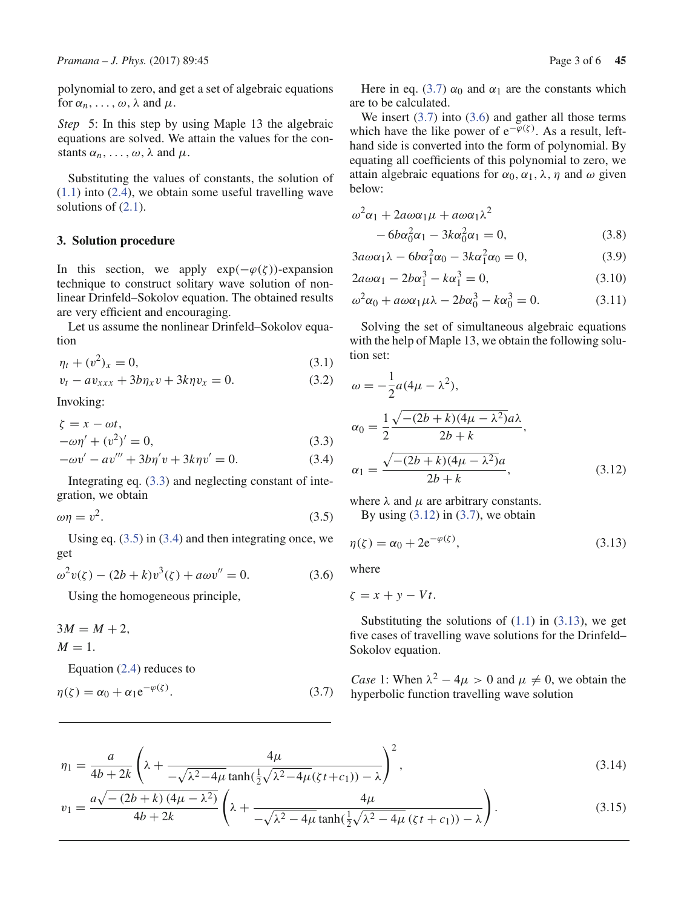polynomial to zero, and get a set of algebraic equations for $\alpha_n, \ldots, \omega, \lambda$ and $\mu$.

*Step* 5: In this step by using Maple 13 the algebraic equations are solved. We attain the values for the constants $\alpha_n, \ldots, \omega, \lambda$ and $\mu$.

Substituting the values of constants, the solution of (1.1) into (2.4), we obtain some useful travelling wave solutions of (2.1).

## 3. Solution procedure

In this section, we apply $\exp(-\varphi(\zeta))$-expansion technique to construct solitary wave solution of nonlinear Drinfeld–Sokolov equation. The obtained results are very efficient and encouraging.

Let us assume the nonlinear Drinfeld–Sokolov equation

$$\eta_t + (v^2)_x = 0, \tag{3.1}$$

$$v_t - a v_{xxx} + 3b\eta_x v + 3k\eta v_x = 0. \tag{3.2}$$

Invoking:

$$\zeta = x - \omega t,$$

$$-\omega\eta' + (v^2)' = 0, \tag{3.3}$$

$$-\omega v' - a v''' + 3b\eta' v + 3k\eta v' = 0. \tag{3.4}$$

Integrating eq. (3.3) and neglecting constant of integration, we obtain

$$\omega\eta = v^2. \tag{3.5}$$

Using eq. (3.5) in (3.4) and then integrating once, we get

$$\omega^2 v(\zeta) - (2b+k)v^3(\zeta) + a\omega v'' = 0. \tag{3.6}$$

Using the homogeneous principle,

$$3M = M + 2,$$

$$M = 1.$$

Equation (2.4) reduces to

$$\eta(\zeta) = \alpha_0 + \alpha_1 e^{-\varphi(\zeta)}. \tag{3.7}$$

Here in eq. (3.7) $\alpha_0$ and $\alpha_1$ are the constants which are to be calculated.

We insert (3.7) into (3.6) and gather all those terms which have the like power of $e^{-\varphi(\zeta)}$. As a result, left-hand side is converted into the form of polynomial. By equating all coefficients of this polynomial to zero, we attain algebraic equations for $\alpha_0, \alpha_1, \lambda, \eta$ and $\omega$ given below:

$$\omega^2\alpha_1 + 2a\omega\alpha_1\mu + a\omega\alpha_1\lambda^2 - 6b\alpha_0^2\alpha_1 - 3k\alpha_0^2\alpha_1 = 0, \tag{3.8}$$

$$3a\omega\alpha_1\lambda - 6b\alpha_1^2\alpha_0 - 3k\alpha_1^2\alpha_0 = 0, \tag{3.9}$$

$$2a\omega\alpha_1 - 2b\alpha_1^3 - k\alpha_1^3 = 0, \tag{3.10}$$

$$\omega^2\alpha_0 + a\omega\alpha_1\mu\lambda - 2b\alpha_0^3 - k\alpha_0^3 = 0. \tag{3.11}$$

Solving the set of simultaneous algebraic equations with the help of Maple 13, we obtain the following solution set:

$$\omega = -\frac{1}{2}a(4\mu - \lambda^2),$$

$$\alpha_0 = \frac{1}{2}\frac{\sqrt{-(2b+k)(4\mu-\lambda^2)}a\lambda}{2b+k},$$

$$\alpha_1 = \frac{\sqrt{-(2b+k)(4\mu-\lambda^2)}a}{2b+k}, \tag{3.12}$$

where $\lambda$ and $\mu$ are arbitrary constants.

By using (3.12) in (3.7), we obtain

$$\eta(\zeta) = \alpha_0 + 2e^{-\varphi(\zeta)}, \tag{3.13}$$

where

$$\zeta = x + y - Vt.$$

Substituting the solutions of (1.1) in (3.13), we get five cases of travelling wave solutions for the Drinfeld–Sokolov equation.

*Case* 1: When $\lambda^2 - 4\mu > 0$ and $\mu \neq 0$, we obtain the hyperbolic function travelling wave solution

$$\eta_1 = \frac{a}{4b+2k}\left(\lambda + \frac{4\mu}{-\sqrt{\lambda^2-4\mu}\tanh(\frac{1}{2}\sqrt{\lambda^2-4\mu}(\zeta t + c_1)) - \lambda}\right)^2, \tag{3.14}$$

$$v_1 = \frac{a\sqrt{-(2b+k)(4\mu-\lambda^2)}}{4b+2k}\left(\lambda + \frac{4\mu}{-\sqrt{\lambda^2-4\mu}\tanh(\frac{1}{2}\sqrt{\lambda^2-4\mu}(\zeta t + c_1)) - \lambda}\right). \tag{3.15}$$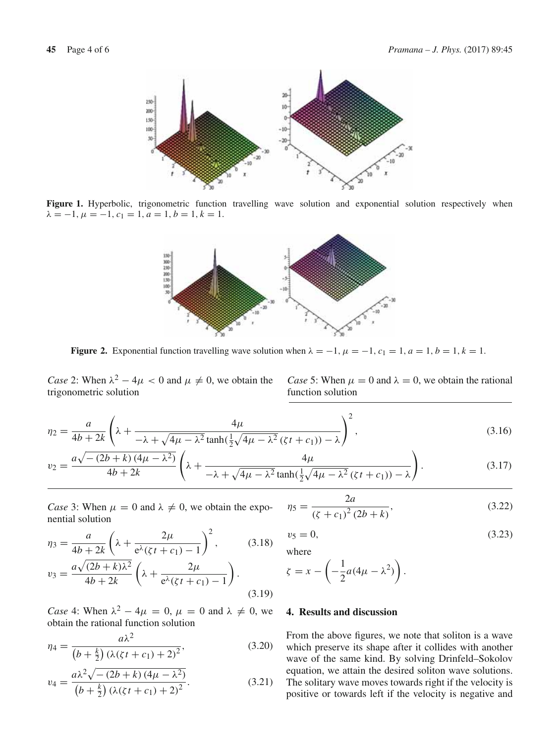**Figure 1.** Hyperbolic, trigonometric function travelling wave solution and exponential solution respectively when $\lambda = -1, \mu = -1, c_1 = 1, a = 1, b = 1, k = 1$.

**Figure 2.** Exponential function travelling wave solution when $\lambda = -1, \mu = -1, c_1 = 1, a = 1, b = 1, k = 1$.

*Case* 2: When $\lambda^2 - 4\mu < 0$ and $\mu \neq 0$, we obtain the trigonometric solution

$$\eta_2 = \frac{a}{4b+2k}\left(\lambda + \frac{4\mu}{-\lambda + \sqrt{4\mu - \lambda^2}\tanh(\frac{1}{2}\sqrt{4\mu-\lambda^2}\,(\zeta t + c_1)) - \lambda}\right)^2, \tag{3.16}$$

$$v_2 = \frac{a\sqrt{-(2b+k)(4\mu-\lambda^2)}}{4b+2k}\left(\lambda + \frac{4\mu}{-\lambda + \sqrt{4\mu - \lambda^2}\tanh(\frac{1}{2}\sqrt{4\mu-\lambda^2}\,(\zeta t + c_1)) - \lambda}\right). \tag{3.17}$$

*Case* 3: When $\mu = 0$ and $\lambda \neq 0$, we obtain the exponential solution

$$\eta_3 = \frac{a}{4b+2k}\left(\lambda + \frac{2\mu}{\mathrm{e}^{\lambda}(\zeta t + c_1) - 1}\right)^2, \tag{3.18}$$

$$v_3 = \frac{a\sqrt{(2b+k)\lambda^2}}{4b+2k}\left(\lambda + \frac{2\mu}{\mathrm{e}^{\lambda}(\zeta t + c_1) - 1}\right). \tag{3.19}$$

*Case* 4: When $\lambda^2 - 4\mu = 0$, $\mu = 0$ and $\lambda \neq 0$, we obtain the rational function solution

$$\eta_4 = \frac{a\lambda^2}{\left(b+\frac{k}{2}\right)(\lambda(\zeta t + c_1) + 2)^2}, \tag{3.20}$$

$$v_4 = \frac{a\lambda^2\sqrt{-(2b+k)(4\mu-\lambda^2)}}{\left(b+\frac{k}{2}\right)(\lambda(\zeta t + c_1) + 2)^2}. \tag{3.21}$$

*Case* 5: When $\mu = 0$ and $\lambda = 0$, we obtain the rational function solution

$$\eta_5 = \frac{2a}{(\zeta + c_1)^2(2b+k)}, \tag{3.22}$$

$$v_5 = 0, \tag{3.23}$$

where

$$\zeta = x - \left(-\frac{1}{2}a(4\mu - \lambda^2)\right).$$

## 4. Results and discussion

From the above figures, we note that soliton is a wave which preserve its shape after it collides with another wave of the same kind. By solving Drinfeld–Sokolov equation, we attain the desired soliton wave solutions. The solitary wave moves towards right if the velocity is positive or towards left if the velocity is negative and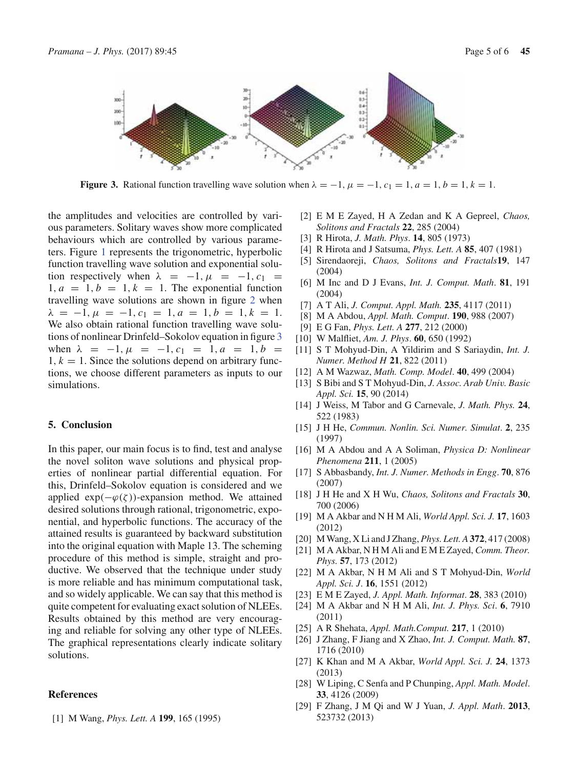**Figure 3.** Rational function travelling wave solution when $\lambda = -1, \mu = -1, c_1 = 1, a = 1, b = 1, k = 1$.

the amplitudes and velocities are controlled by various parameters. Solitary waves show more complicated behaviours which are controlled by various parameters. Figure 1 represents the trigonometric, hyperbolic function travelling wave solution and exponential solution respectively when $\lambda = -1, \mu = -1, c_1 = 1, a = 1, b = 1, k = 1$. The exponential function travelling wave solutions are shown in figure 2 when $\lambda = -1, \mu = -1, c_1 = 1, a = 1, b = 1, k = 1$. We also obtain rational function travelling wave solutions of nonlinear Drinfeld–Sokolov equation in figure 3 when $\lambda = -1, \mu = -1, c_1 = 1, a = 1, b = 1, k = 1$. Since the solutions depend on arbitrary functions, we choose different parameters as inputs to our simulations.

## 5. Conclusion

In this paper, our main focus is to find, test and analyse the novel soliton wave solutions and physical properties of nonlinear partial differential equation. For this, Drinfeld–Sokolov equation is considered and we applied $\exp(-\varphi(\zeta))$-expansion method. We attained desired solutions through rational, trigonometric, exponential, and hyperbolic functions. The accuracy of the attained results is guaranteed by backward substitution into the original equation with Maple 13. The scheming procedure of this method is simple, straight and productive. We observed that the technique under study is more reliable and has minimum computational task, and so widely applicable. We can say that this method is quite competent for evaluating exact solution of NLEEs. Results obtained by this method are very encouraging and reliable for solving any other type of NLEEs. The graphical representations clearly indicate solitary solutions.

## References

[1] M Wang, *Phys. Lett. A* **199**, 165 (1995)

[2] E M E Zayed, H A Zedan and K A Gepreel, *Chaos, Solitons and Fractals* **22**, 285 (2004)

[3] R Hirota, *J. Math. Phys*. **14**, 805 (1973)

[4] R Hirota and J Satsuma, *Phys. Lett. A* **85**, 407 (1981)

[5] Sirendaoreji, *Chaos, Solitons and Fractals***19**, 147 (2004)

[6] M Inc and D J Evans, *Int. J. Comput. Math*. **81**, 191 (2004)

[7] A T Ali, *J. Comput. Appl. Math.* **235**, 4117 (2011)

[8] M A Abdou, *Appl. Math. Comput*. **190**, 988 (2007)

[9] E G Fan, *Phys. Lett. A* **277**, 212 (2000)

[10] W Malfliet, *Am. J. Phys*. **60**, 650 (1992)

[11] S T Mohyud-Din, A Yildirim and S Sariaydin, *Int. J. Numer. Method H* **21**, 822 (2011)

[12] A M Wazwaz, *Math. Comp. Model*. **40**, 499 (2004)

[13] S Bibi and S T Mohyud-Din, *J. Assoc. Arab Univ. Basic Appl. Sci.* **15**, 90 (2014)

[14] J Weiss, M Tabor and G Carnevale, *J. Math. Phys.* **24**, 522 (1983)

[15] J H He, *Commun. Nonlin. Sci. Numer. Simulat*. **2**, 235 (1997)

[16] M A Abdou and A A Soliman, *Physica D: Nonlinear Phenomena* **211**, 1 (2005)

[17] S Abbasbandy, *Int. J. Numer. Methods in Engg*. **70**, 876 (2007)

[18] J H He and X H Wu, *Chaos, Solitons and Fractals* **30**, 700 (2006)

[19] M A Akbar and N H M Ali, *World Appl. Sci. J.* **17**, 1603 (2012)

[20] M Wang, X Li and J Zhang, *Phys. Lett. A* **372**, 417 (2008)

[21] M A Akbar, N H M Ali and E M E Zayed, *Comm. Theor. Phys.* **57**, 173 (2012)

[22] M A Akbar, N H M Ali and S T Mohyud-Din, *World Appl. Sci. J*. **16**, 1551 (2012)

[23] E M E Zayed, *J. Appl. Math. Informat*. **28**, 383 (2010)

[24] M A Akbar and N H M Ali, *Int. J. Phys. Sci*. **6**, 7910 (2011)

[25] A R Shehata, *Appl. Math.Comput.* **217**, 1 (2010)

[26] J Zhang, F Jiang and X Zhao, *Int. J. Comput. Math.* **87**, 1716 (2010)

[27] K Khan and M A Akbar, *World Appl. Sci. J.* **24**, 1373 (2013)

[28] W Liping, C Senfa and P Chunping, *Appl. Math. Model*. **33**, 4126 (2009)

[29] F Zhang, J M Qi and W J Yuan, *J. Appl. Math*. **2013**, 523732 (2013)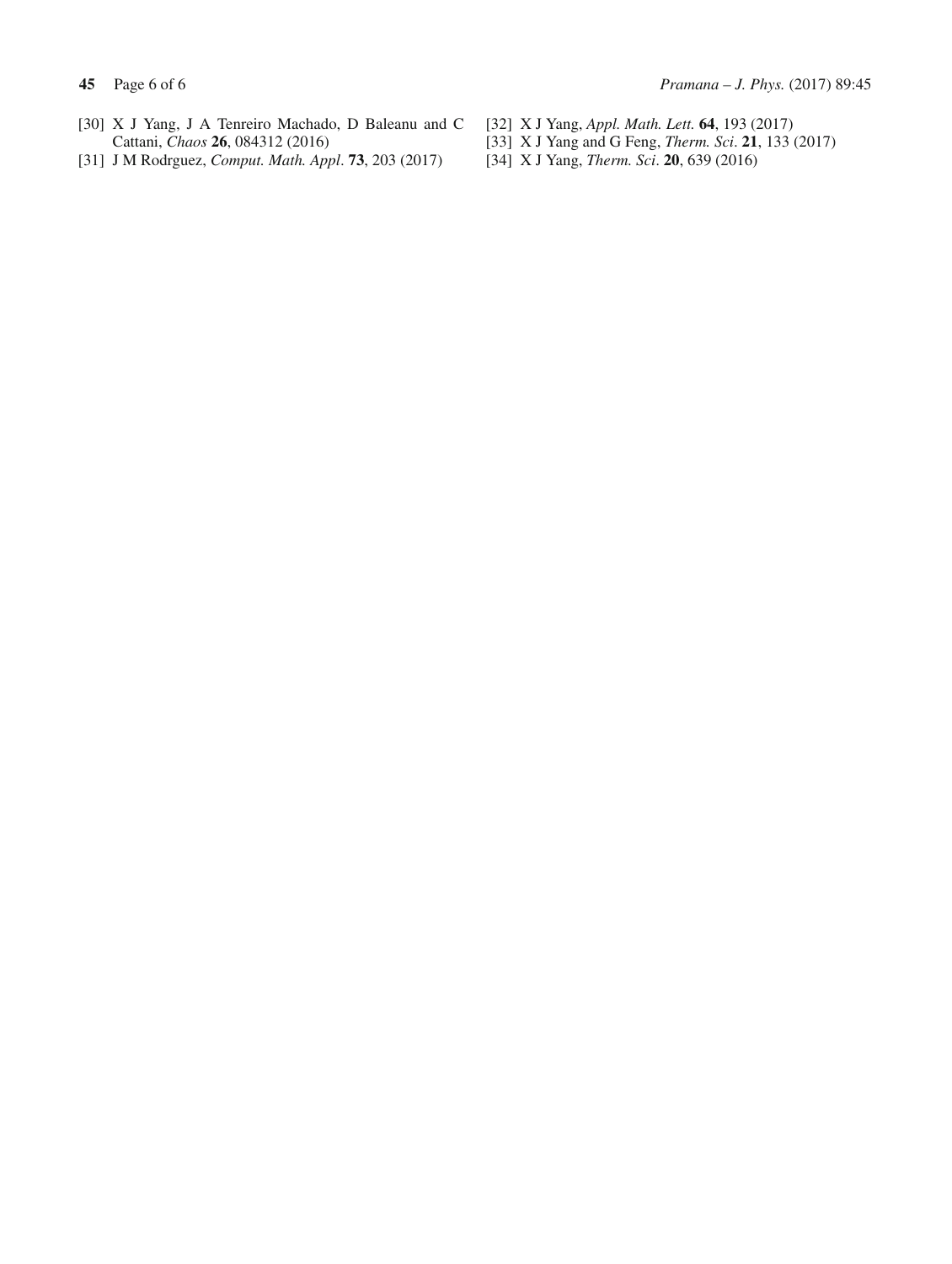[30] X J Yang, J A Tenreiro Machado, D Baleanu and C Cattani, *Chaos* **26**, 084312 (2016)

[31] J M Rodrguez, *Comput. Math. Appl*. **73**, 203 (2017)

[32] X J Yang, *Appl. Math. Lett.* **64**, 193 (2017)

[33] X J Yang and G Feng, *Therm. Sci*. **21**, 133 (2017)

[34] X J Yang, *Therm. Sci*. **20**, 639 (2016)